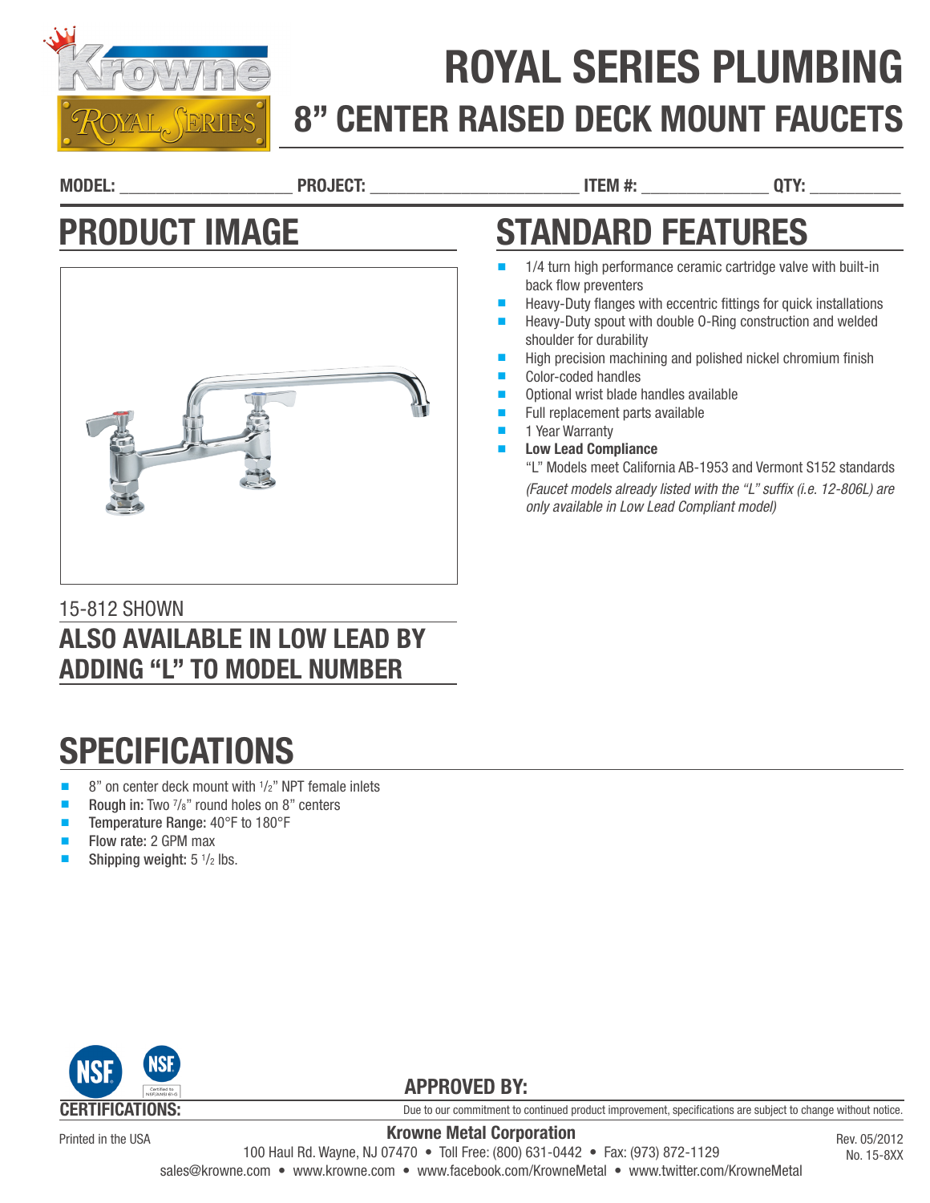# ROYAL SERIES PLUMBING

## 8" CENTER RAISED DECK MOUNT FAUCETS

**MODEL:** ____________________ **PROJECT:** ________________________ **ITEM #:** ______________ **QTY:** __________

## PRODUCT IMAGE

15-812 SHOWN

### ALSO AVAILABLE IN LOW LEAD BY ADDING "L" TO MODEL NUMBER

## STANDARD FEATURES

- 1/4 turn high performance ceramic cartridge valve with built-in back flow preventers
- Heavy-Duty flanges with eccentric fittings for quick installations
- Heavy-Duty spout with double O-Ring construction and welded shoulder for durability
- High precision machining and polished nickel chromium finish
- Color-coded handles
- Optional wrist blade handles available
- Full replacement parts available
- 1 Year Warranty
- **Low Lead Compliance**
  "L" Models meet California AB-1953 and Vermont S152 standards
  *(Faucet models already listed with the "L" suffix (i.e. 12-806L) are only available in Low Lead Compliant model)*

## SPECIFICATIONS

- 8" on center deck mount with 1/2" NPT female inlets
- **Rough in:** Two 7/8" round holes on 8" centers
- **Temperature Range:** 40°F to 180°F
- **Flow rate:** 2 GPM max
- **Shipping weight:** 5 1/2 lbs.

**CERTIFICATIONS:**

**APPROVED BY:**

Due to our commitment to continued product improvement, specifications are subject to change without notice.

Printed in the USA

**Krowne Metal Corporation**
100 Haul Rd. Wayne, NJ 07470 • Toll Free: (800) 631-0442 • Fax: (973) 872-1129
sales@krowne.com • www.krowne.com • www.facebook.com/KrowneMetal • www.twitter.com/KrowneMetal

Rev. 05/2012
No. 15-8XX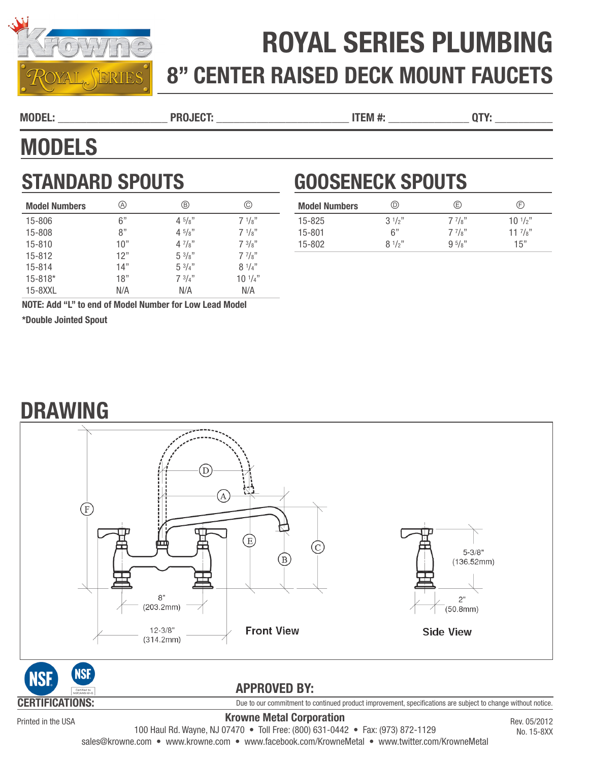# ROYAL SERIES PLUMBING

## 8" CENTER RAISED DECK MOUNT FAUCETS

**MODEL:** ____________________ **PROJECT:** ________________________ **ITEM #:** _______________ **QTY:** __________

## MODELS

### STANDARD SPOUTS

| Model Numbers | Ⓐ | Ⓑ | Ⓒ |
|---|---|---|---|
| 15-806 | 6" | 4 5/8" | 7 1/8" |
| 15-808 | 8" | 4 5/8" | 7 1/8" |
| 15-810 | 10" | 4 7/8" | 7 3/8" |
| 15-812 | 12" | 5 3/8" | 7 7/8" |
| 15-814 | 14" | 5 3/4" | 8 1/4" |
| 15-818* | 18" | 7 3/4" | 10 1/4" |
| 15-8XXL | N/A | N/A | N/A |

**NOTE: Add "L" to end of Model Number for Low Lead Model**

***Double Jointed Spout**

### GOOSENECK SPOUTS

| Model Numbers | Ⓓ | Ⓔ | Ⓕ |
|---|---|---|---|
| 15-825 | 3 1/2" | 7 7/8" | 10 1/2" |
| 15-801 | 6" | 7 7/8" | 11 7/8" |
| 15-802 | 8 1/2" | 9 5/8" | 15" |

## DRAWING

D
A
F
E
C
B
8"
(203.2mm)
12-3/8"
(314.2mm)
Front View

5-3/8"
(136.52mm)
2"
(50.8mm)
Side View

**CERTIFICATIONS:**

**APPROVED BY:**

Due to our commitment to continued product improvement, specifications are subject to change without notice.

Printed in the USA

**Krowne Metal Corporation**

100 Haul Rd. Wayne, NJ 07470 • Toll Free: (800) 631-0442 • Fax: (973) 872-1129

sales@krowne.com • www.krowne.com • www.facebook.com/KrowneMetal • www.twitter.com/KrowneMetal

Rev. 05/2012

No. 15-8XX